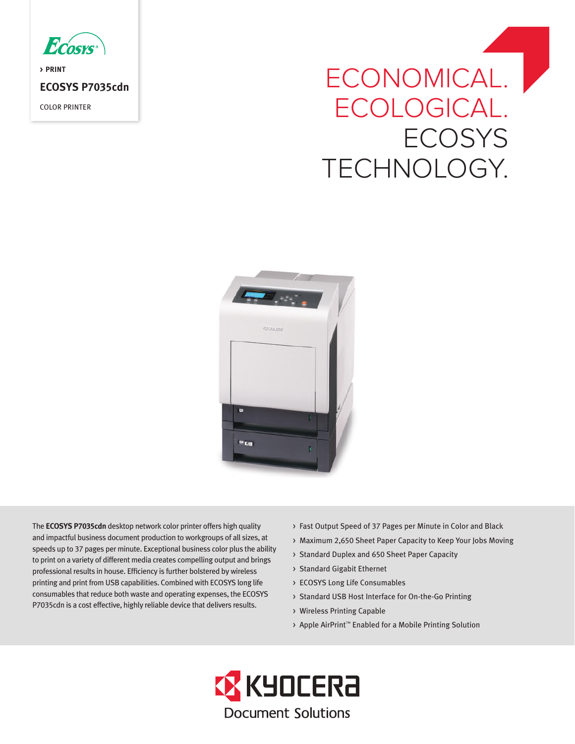> PRINT

# ECOSYS P7035cdn

COLOR PRINTER

# ECONOMICAL. ECOLOGICAL. ECOSYS TECHNOLOGY.

The **ECOSYS P7035cdn** desktop network color printer offers high quality and impactful business document production to workgroups of all sizes, at speeds up to 37 pages per minute. Exceptional business color plus the ability to print on a variety of different media creates compelling output and brings professional results in house. Efficiency is further bolstered by wireless printing and print from USB capabilities. Combined with ECOSYS long life consumables that reduce both waste and operating expenses, the ECOSYS P7035cdn is a cost effective, highly reliable device that delivers results.

- Fast Output Speed of 37 Pages per Minute in Color and Black
- Maximum 2,650 Sheet Paper Capacity to Keep Your Jobs Moving
- Standard Duplex and 650 Sheet Paper Capacity
- Standard Gigabit Ethernet
- ECOSYS Long Life Consumables
- Standard USB Host Interface for On-the-Go Printing
- Wireless Printing Capable
- Apple AirPrint™ Enabled for a Mobile Printing Solution

KYOCERA Document Solutions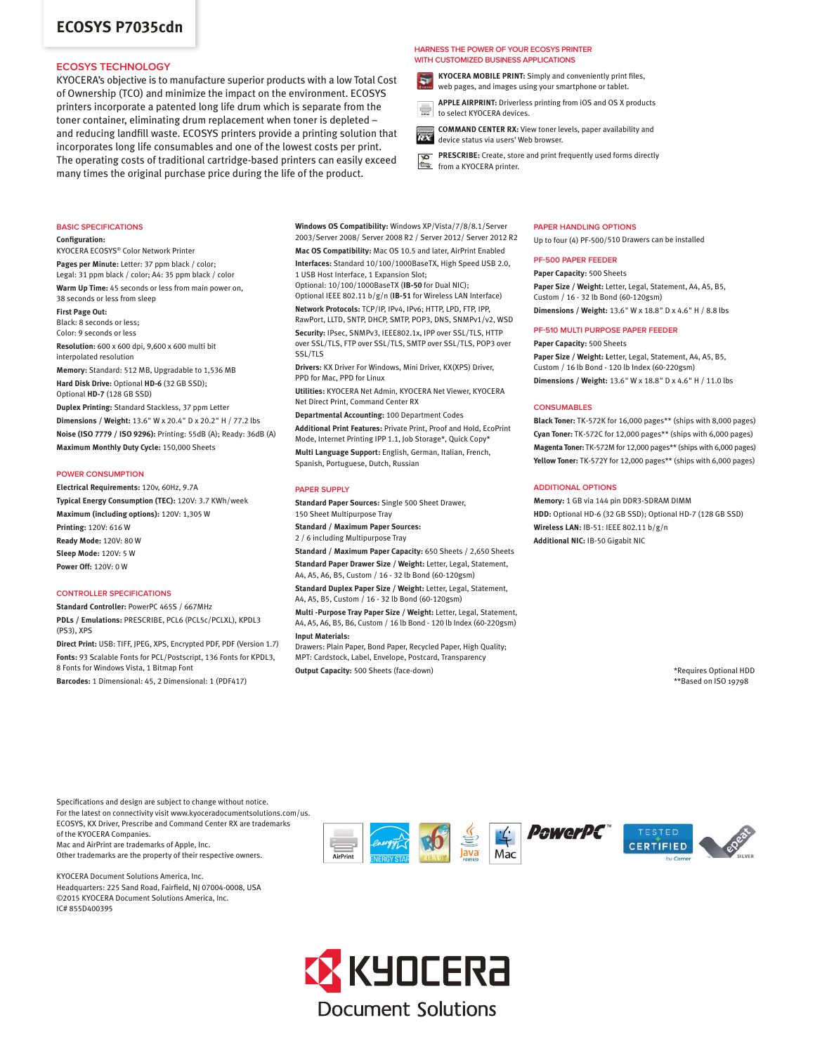# ECOSYS P7035cdn

## ECOSYS TECHNOLOGY

KYOCERA's objective is to manufacture superior products with a low Total Cost of Ownership (TCO) and minimize the impact on the environment. ECOSYS printers incorporate a patented long life drum which is separate from the toner container, eliminating drum replacement when toner is depleted – and reducing landfill waste. ECOSYS printers provide a printing solution that incorporates long life consumables and one of the lowest costs per print. The operating costs of traditional cartridge-based printers can easily exceed many times the original purchase price during the life of the product.

## HARNESS THE POWER OF YOUR ECOSYS PRINTER WITH CUSTOMIZED BUSINESS APPLICATIONS

**KYOCERA MOBILE PRINT:** Simply and conveniently print files, web pages, and images using your smartphone or tablet.

**APPLE AIRPRINT:** Driverless printing from iOS and OS X products to select KYOCERA devices.

**COMMAND CENTER RX:** View toner levels, paper availability and device status via users' Web browser.

**PRESCRIBE:** Create, store and print frequently used forms directly from a KYOCERA printer.

## BASIC SPECIFICATIONS

**Configuration:**
KYOCERA ECOSYS® Color Network Printer

**Pages per Minute:** Letter: 37 ppm black / color; Legal: 31 ppm black / color; A4: 35 ppm black / color

**Warm Up Time:** 45 seconds or less from main power on, 38 seconds or less from sleep

**First Page Out:**
Black: 8 seconds or less;
Color: 9 seconds or less

**Resolution:** 600 x 600 dpi, 9,600 x 600 multi bit interpolated resolution

**Memory:** Standard: 512 MB, Upgradable to 1,536 MB

**Hard Disk Drive:** Optional **HD-6** (32 GB SSD); Optional **HD-7** (128 GB SSD)

**Duplex Printing:** Standard Stackless, 37 ppm Letter

**Dimensions / Weight:** 13.6" W x 20.4" D x 20.2" H / 77.2 lbs

**Noise (ISO 7779 / ISO 9296):** Printing: 55dB (A); Ready: 36dB (A)

**Maximum Monthly Duty Cycle:** 150,000 Sheets

## POWER CONSUMPTION

**Electrical Requirements:** 120v, 60Hz, 9.7A

**Typical Energy Consumption (TEC):** 120V: 3.7 KWh/week

**Maximum (including options):** 120V: 1,305 W

**Printing:** 120V: 616 W

**Ready Mode:** 120V: 80 W

**Sleep Mode:** 120V: 5 W

**Power Off:** 120V: 0 W

## CONTROLLER SPECIFICATIONS

**Standard Controller:** PowerPC 465S / 667MHz

**PDLs / Emulations:** PRESCRIBE, PCL6 (PCL5c/PCLXL), KPDL3 (PS3), XPS

**Direct Print:** USB: TIFF, JPEG, XPS, Encrypted PDF, PDF (Version 1.7)

**Fonts:** 93 Scalable Fonts for PCL/Postscript, 136 Fonts for KPDL3, 8 Fonts for Windows Vista, 1 Bitmap Font

**Barcodes:** 1 Dimensional: 45, 2 Dimensional: 1 (PDF417)

**Windows OS Compatibility:** Windows XP/Vista/7/8/8.1/Server 2003/Server 2008/ Server 2008 R2 / Server 2012/ Server 2012 R2

**Mac OS Compatibility:** Mac OS 10.5 and later, AirPrint Enabled

**Interfaces:** Standard 10/100/1000BaseTX, High Speed USB 2.0, 1 USB Host Interface, 1 Expansion Slot;
Optional: 10/100/1000BaseTX (**IB-50** for Dual NIC);
Optional IEEE 802.11 b/g/n (**IB-51** for Wireless LAN Interface)

**Network Protocols:** TCP/IP, IPv4, IPv6; HTTP, LPD, FTP, IPP, RawPort, LLTD, SNTP, DHCP, SMTP, POP3, DNS, SNMPv1/v2, WSD

**Security:** IPsec, SNMPv3, IEEE802.1x, IPP over SSL/TLS, HTTP over SSL/TLS, FTP over SSL/TLS, SMTP over SSL/TLS, POP3 over SSL/TLS

**Drivers:** KX Driver For Windows, Mini Driver, KX(XPS) Driver, PPD for Mac, PPD for Linux

**Utilities:** KYOCERA Net Admin, KYOCERA Net Viewer, KYOCERA Net Direct Print, Command Center RX

**Departmental Accounting:** 100 Department Codes

**Additional Print Features:** Private Print, Proof and Hold, EcoPrint Mode, Internet Printing IPP 1.1, Job Storage*, Quick Copy*

**Multi Language Support:** English, German, Italian, French, Spanish, Portuguese, Dutch, Russian

## PAPER SUPPLY

**Standard Paper Sources:** Single 500 Sheet Drawer, 150 Sheet Multipurpose Tray

**Standard / Maximum Paper Sources:**
2 / 6 including Multipurpose Tray

**Standard / Maximum Paper Capacity:** 650 Sheets / 2,650 Sheets

**Standard Paper Drawer Size / Weight:** Letter, Legal, Statement, A4, A5, A6, B5, Custom / 16 - 32 lb Bond (60-120gsm)

**Standard Duplex Paper Size / Weight:** Letter, Legal, Statement, A4, A5, B5, Custom / 16 - 32 lb Bond (60-120gsm)

**Multi -Purpose Tray Paper Size / Weight:** Letter, Legal, Statement, A4, A5, A6, B5, B6, Custom / 16 lb Bond - 120 lb Index (60-220gsm)

**Input Materials:**
Drawers: Plain Paper, Bond Paper, Recycled Paper, High Quality;
MPT: Cardstock, Label, Envelope, Postcard, Transparency

**Output Capacity:** 500 Sheets (face-down)

## PAPER HANDLING OPTIONS

Up to four (4) PF-500/510 Drawers can be installed

## PF-500 PAPER FEEDER

**Paper Capacity:** 500 Sheets

**Paper Size / Weight:** Letter, Legal, Statement, A4, A5, B5, Custom / 16 - 32 lb Bond (60-120gsm)

**Dimensions / Weight:** 13.6" W x 18.8" D x 4.6" H / 8.8 lbs

## PF-510 MULTI PURPOSE PAPER FEEDER

**Paper Capacity:** 500 Sheets

**Paper Size / Weight:** Letter, Legal, Statement, A4, A5, B5, Custom / 16 lb Bond - 120 lb Index (60-220gsm)

**Dimensions / Weight:** 13.6" W x 18.8" D x 4.6" H / 11.0 lbs

## CONSUMABLES

**Black Toner:** TK-572K for 16,000 pages** (ships with 8,000 pages)

**Cyan Toner:** TK-572C for 12,000 pages** (ships with 6,000 pages)

**Magenta Toner:** TK-572M for 12,000 pages** (ships with 6,000 pages)

**Yellow Toner:** TK-572Y for 12,000 pages** (ships with 6,000 pages)

## ADDITIONAL OPTIONS

**Memory:** 1 GB via 144 pin DDR3-SDRAM DIMM

**HDD:** Optional HD-6 (32 GB SSD); Optional HD-7 (128 GB SSD)

**Wireless LAN:** IB-51: IEEE 802.11 b/g/n

**Additional NIC:** IB-50 Gigabit NIC

*Requires Optional HDD
**Based on ISO 19798

Specifications and design are subject to change without notice.
For the latest on connectivity visit www.kyoceradocumentsolutions.com/us.
ECOSYS, KX Driver, Prescribe and Command Center RX are trademarks of the KYOCERA Companies.
Mac and AirPrint are trademarks of Apple, Inc.
Other trademarks are the property of their respective owners.

KYOCERA Document Solutions America, Inc.
Headquarters: 225 Sand Road, Fairfield, NJ 07004-0008, USA
©2015 KYOCERA Document Solutions America, Inc.
IC# 855D400395

KYOCERA Document Solutions